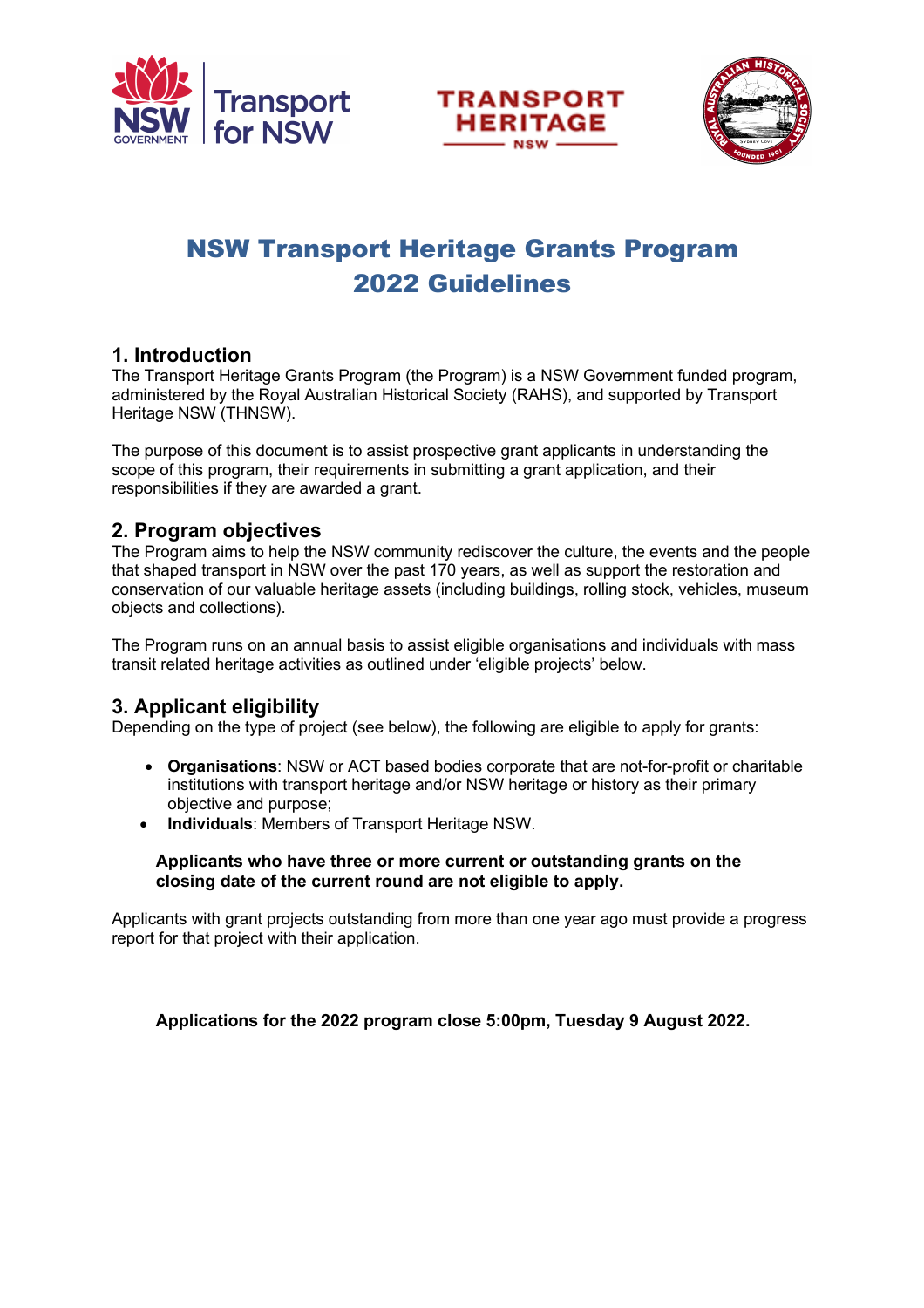# NSW Transport Heritage Grants Program 2022 Guidelines

## 1. Introduction

The Transport Heritage Grants Program (the Program) is a NSW Government funded program, administered by the Royal Australian Historical Society (RAHS), and supported by Transport Heritage NSW (THNSW).

The purpose of this document is to assist prospective grant applicants in understanding the scope of this program, their requirements in submitting a grant application, and their responsibilities if they are awarded a grant.

## 2. Program objectives

The Program aims to help the NSW community rediscover the culture, the events and the people that shaped transport in NSW over the past 170 years, as well as support the restoration and conservation of our valuable heritage assets (including buildings, rolling stock, vehicles, museum objects and collections).

The Program runs on an annual basis to assist eligible organisations and individuals with mass transit related heritage activities as outlined under 'eligible projects' below.

## 3. Applicant eligibility

Depending on the type of project (see below), the following are eligible to apply for grants:

- **Organisations**: NSW or ACT based bodies corporate that are not-for-profit or charitable institutions with transport heritage and/or NSW heritage or history as their primary objective and purpose;
- **Individuals**: Members of Transport Heritage NSW.

**Applicants who have three or more current or outstanding grants on the closing date of the current round are not eligible to apply.**

Applicants with grant projects outstanding from more than one year ago must provide a progress report for that project with their application.

**Applications for the 2022 program close 5:00pm, Tuesday 9 August 2022.**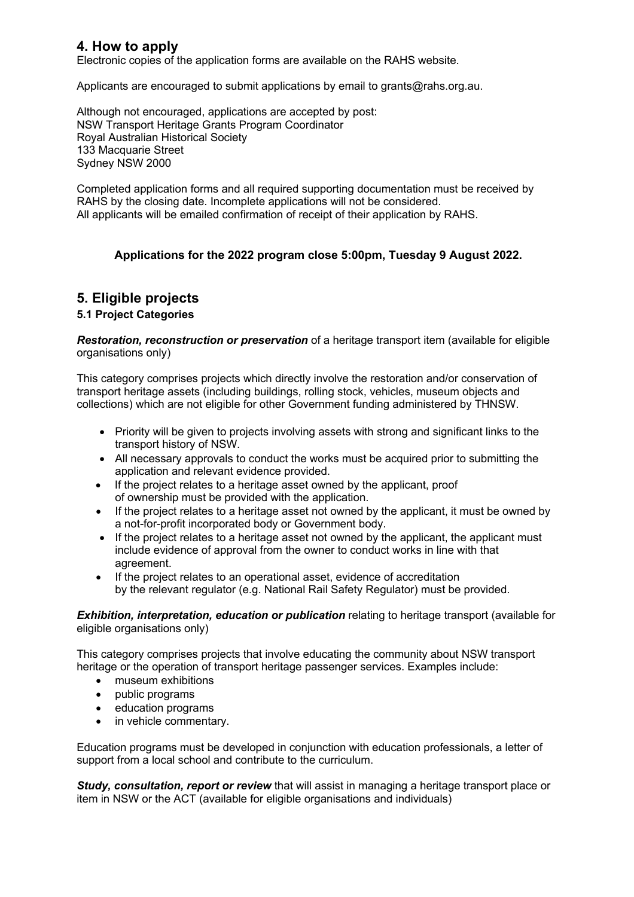## 4. How to apply

Electronic copies of the application forms are available on the RAHS website.

Applicants are encouraged to submit applications by email to grants@rahs.org.au.

Although not encouraged, applications are accepted by post:
NSW Transport Heritage Grants Program Coordinator
Royal Australian Historical Society
133 Macquarie Street
Sydney NSW 2000

Completed application forms and all required supporting documentation must be received by RAHS by the closing date. Incomplete applications will not be considered.
All applicants will be emailed confirmation of receipt of their application by RAHS.

**Applications for the 2022 program close 5:00pm, Tuesday 9 August 2022.**

## 5. Eligible projects

### 5.1 Project Categories

***Restoration, reconstruction or preservation*** of a heritage transport item (available for eligible organisations only)

This category comprises projects which directly involve the restoration and/or conservation of transport heritage assets (including buildings, rolling stock, vehicles, museum objects and collections) which are not eligible for other Government funding administered by THNSW.

- Priority will be given to projects involving assets with strong and significant links to the transport history of NSW.
- All necessary approvals to conduct the works must be acquired prior to submitting the application and relevant evidence provided.
- If the project relates to a heritage asset owned by the applicant, proof of ownership must be provided with the application.
- If the project relates to a heritage asset not owned by the applicant, it must be owned by a not-for-profit incorporated body or Government body.
- If the project relates to a heritage asset not owned by the applicant, the applicant must include evidence of approval from the owner to conduct works in line with that agreement.
- If the project relates to an operational asset, evidence of accreditation by the relevant regulator (e.g. National Rail Safety Regulator) must be provided.

***Exhibition, interpretation, education or publication*** relating to heritage transport (available for eligible organisations only)

This category comprises projects that involve educating the community about NSW transport heritage or the operation of transport heritage passenger services. Examples include:

- museum exhibitions
- public programs
- education programs
- in vehicle commentary.

Education programs must be developed in conjunction with education professionals, a letter of support from a local school and contribute to the curriculum.

***Study, consultation, report or review*** that will assist in managing a heritage transport place or item in NSW or the ACT (available for eligible organisations and individuals)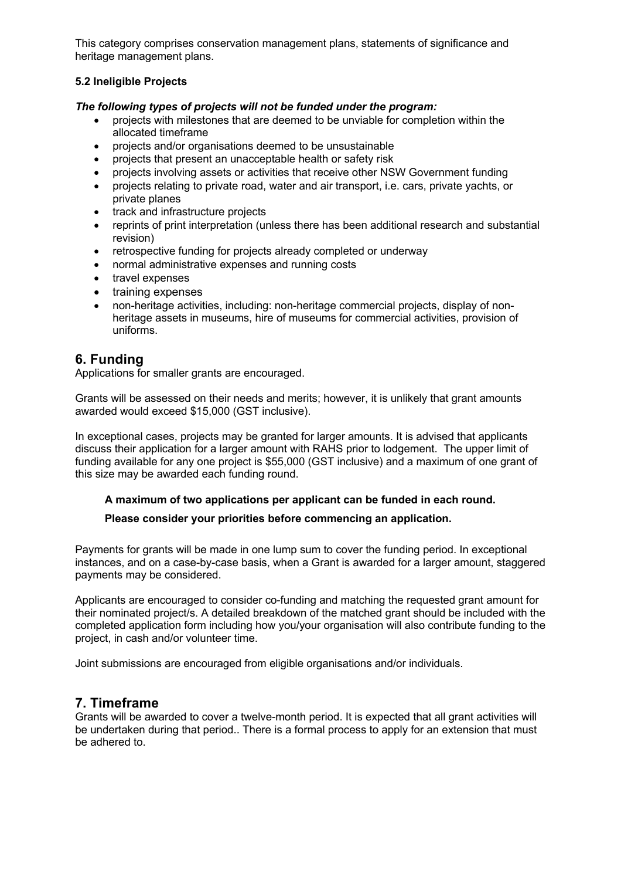This category comprises conservation management plans, statements of significance and heritage management plans.

### 5.2 Ineligible Projects

***The following types of projects will not be funded under the program:***

- projects with milestones that are deemed to be unviable for completion within the allocated timeframe
- projects and/or organisations deemed to be unsustainable
- projects that present an unacceptable health or safety risk
- projects involving assets or activities that receive other NSW Government funding
- projects relating to private road, water and air transport, i.e. cars, private yachts, or private planes
- track and infrastructure projects
- reprints of print interpretation (unless there has been additional research and substantial revision)
- retrospective funding for projects already completed or underway
- normal administrative expenses and running costs
- travel expenses
- training expenses
- non-heritage activities, including: non-heritage commercial projects, display of non-heritage assets in museums, hire of museums for commercial activities, provision of uniforms.

## 6. Funding

Applications for smaller grants are encouraged.

Grants will be assessed on their needs and merits; however, it is unlikely that grant amounts awarded would exceed $15,000 (GST inclusive).

In exceptional cases, projects may be granted for larger amounts. It is advised that applicants discuss their application for a larger amount with RAHS prior to lodgement. The upper limit of funding available for any one project is $55,000 (GST inclusive) and a maximum of one grant of this size may be awarded each funding round.

**A maximum of two applications per applicant can be funded in each round.**

**Please consider your priorities before commencing an application.**

Payments for grants will be made in one lump sum to cover the funding period. In exceptional instances, and on a case-by-case basis, when a Grant is awarded for a larger amount, staggered payments may be considered.

Applicants are encouraged to consider co-funding and matching the requested grant amount for their nominated project/s. A detailed breakdown of the matched grant should be included with the completed application form including how you/your organisation will also contribute funding to the project, in cash and/or volunteer time.

Joint submissions are encouraged from eligible organisations and/or individuals.

## 7. Timeframe

Grants will be awarded to cover a twelve-month period. It is expected that all grant activities will be undertaken during that period.. There is a formal process to apply for an extension that must be adhered to.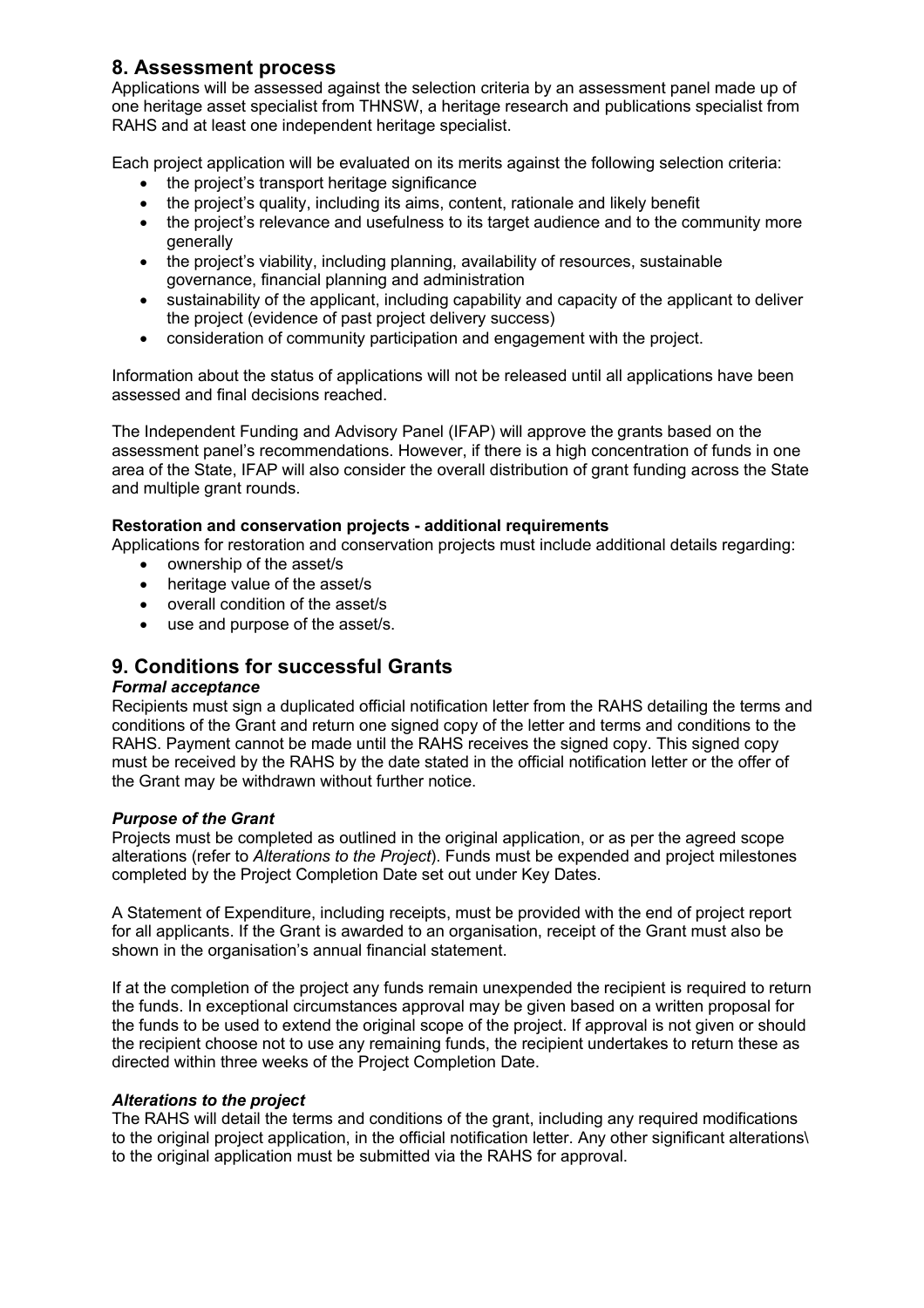## 8. Assessment process

Applications will be assessed against the selection criteria by an assessment panel made up of one heritage asset specialist from THNSW, a heritage research and publications specialist from RAHS and at least one independent heritage specialist.

Each project application will be evaluated on its merits against the following selection criteria:

- the project's transport heritage significance
- the project's quality, including its aims, content, rationale and likely benefit
- the project's relevance and usefulness to its target audience and to the community more generally
- the project's viability, including planning, availability of resources, sustainable governance, financial planning and administration
- sustainability of the applicant, including capability and capacity of the applicant to deliver the project (evidence of past project delivery success)
- consideration of community participation and engagement with the project.

Information about the status of applications will not be released until all applications have been assessed and final decisions reached.

The Independent Funding and Advisory Panel (IFAP) will approve the grants based on the assessment panel's recommendations. However, if there is a high concentration of funds in one area of the State, IFAP will also consider the overall distribution of grant funding across the State and multiple grant rounds.

**Restoration and conservation projects - additional requirements**

Applications for restoration and conservation projects must include additional details regarding:

- ownership of the asset/s
- heritage value of the asset/s
- overall condition of the asset/s
- use and purpose of the asset/s.

## 9. Conditions for successful Grants

***Formal acceptance***

Recipients must sign a duplicated official notification letter from the RAHS detailing the terms and conditions of the Grant and return one signed copy of the letter and terms and conditions to the RAHS. Payment cannot be made until the RAHS receives the signed copy. This signed copy must be received by the RAHS by the date stated in the official notification letter or the offer of the Grant may be withdrawn without further notice.

***Purpose of the Grant***

Projects must be completed as outlined in the original application, or as per the agreed scope alterations (refer to *Alterations to the Project*). Funds must be expended and project milestones completed by the Project Completion Date set out under Key Dates.

A Statement of Expenditure, including receipts, must be provided with the end of project report for all applicants. If the Grant is awarded to an organisation, receipt of the Grant must also be shown in the organisation's annual financial statement.

If at the completion of the project any funds remain unexpended the recipient is required to return the funds. In exceptional circumstances approval may be given based on a written proposal for the funds to be used to extend the original scope of the project. If approval is not given or should the recipient choose not to use any remaining funds, the recipient undertakes to return these as directed within three weeks of the Project Completion Date.

***Alterations to the project***

The RAHS will detail the terms and conditions of the grant, including any required modifications to the original project application, in the official notification letter. Any other significant alterations\ to the original application must be submitted via the RAHS for approval.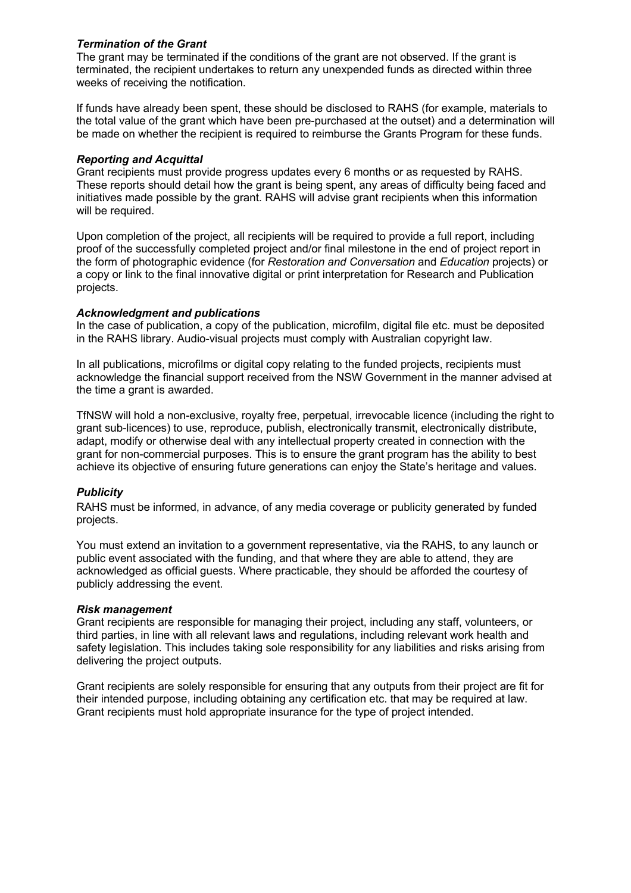### *Termination of the Grant*

The grant may be terminated if the conditions of the grant are not observed. If the grant is terminated, the recipient undertakes to return any unexpended funds as directed within three weeks of receiving the notification.

If funds have already been spent, these should be disclosed to RAHS (for example, materials to the total value of the grant which have been pre-purchased at the outset) and a determination will be made on whether the recipient is required to reimburse the Grants Program for these funds.

### *Reporting and Acquittal*

Grant recipients must provide progress updates every 6 months or as requested by RAHS. These reports should detail how the grant is being spent, any areas of difficulty being faced and initiatives made possible by the grant. RAHS will advise grant recipients when this information will be required.

Upon completion of the project, all recipients will be required to provide a full report, including proof of the successfully completed project and/or final milestone in the end of project report in the form of photographic evidence (for *Restoration and Conversation* and *Education* projects) or a copy or link to the final innovative digital or print interpretation for Research and Publication projects.

### *Acknowledgment and publications*

In the case of publication, a copy of the publication, microfilm, digital file etc. must be deposited in the RAHS library. Audio-visual projects must comply with Australian copyright law.

In all publications, microfilms or digital copy relating to the funded projects, recipients must acknowledge the financial support received from the NSW Government in the manner advised at the time a grant is awarded.

TfNSW will hold a non-exclusive, royalty free, perpetual, irrevocable licence (including the right to grant sub-licences) to use, reproduce, publish, electronically transmit, electronically distribute, adapt, modify or otherwise deal with any intellectual property created in connection with the grant for non-commercial purposes. This is to ensure the grant program has the ability to best achieve its objective of ensuring future generations can enjoy the State's heritage and values.

### *Publicity*

RAHS must be informed, in advance, of any media coverage or publicity generated by funded projects.

You must extend an invitation to a government representative, via the RAHS, to any launch or public event associated with the funding, and that where they are able to attend, they are acknowledged as official guests. Where practicable, they should be afforded the courtesy of publicly addressing the event.

### *Risk management*

Grant recipients are responsible for managing their project, including any staff, volunteers, or third parties, in line with all relevant laws and regulations, including relevant work health and safety legislation. This includes taking sole responsibility for any liabilities and risks arising from delivering the project outputs.

Grant recipients are solely responsible for ensuring that any outputs from their project are fit for their intended purpose, including obtaining any certification etc. that may be required at law. Grant recipients must hold appropriate insurance for the type of project intended.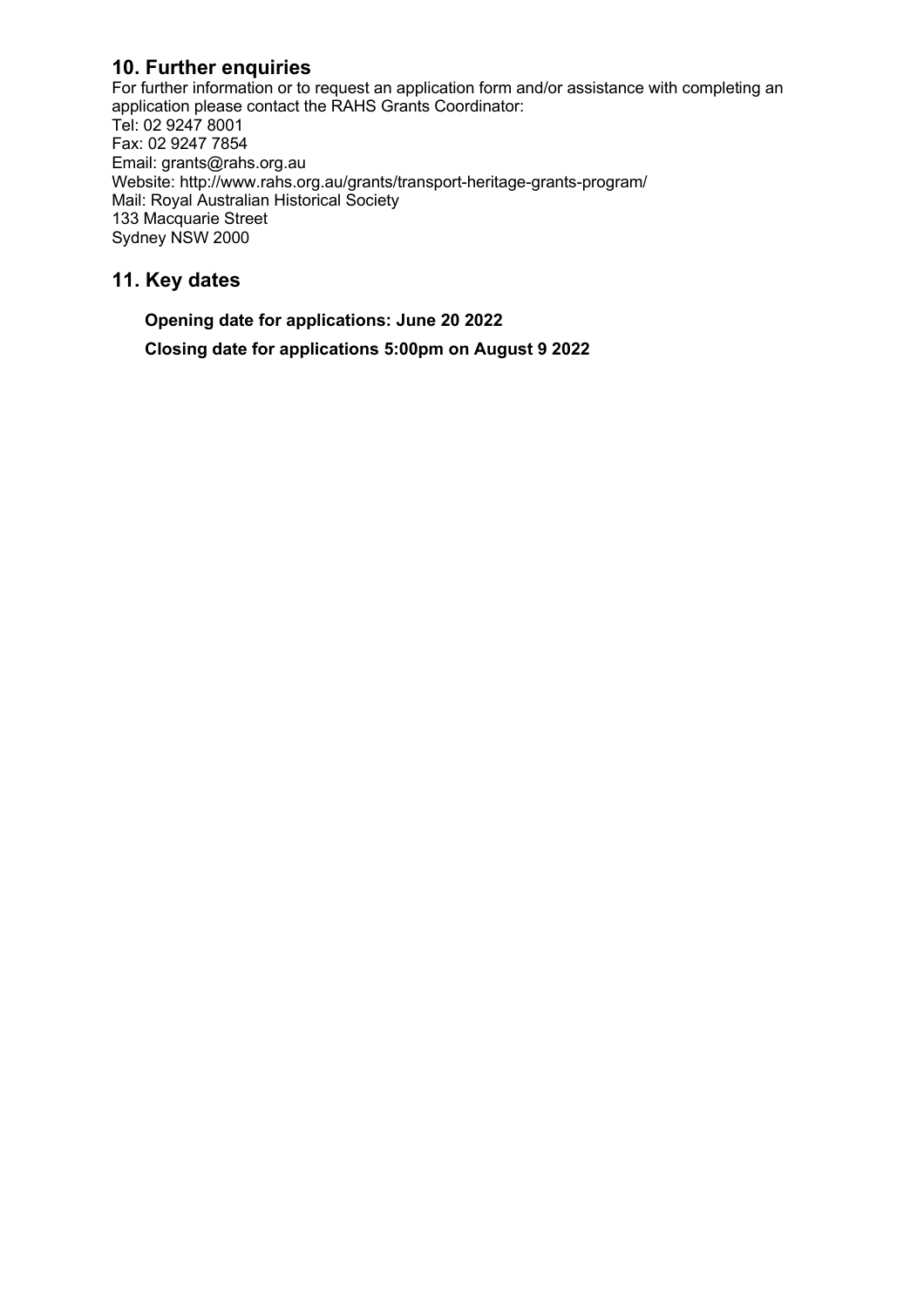## 10. Further enquiries

For further information or to request an application form and/or assistance with completing an application please contact the RAHS Grants Coordinator:
Tel: 02 9247 8001
Fax: 02 9247 7854
Email: grants@rahs.org.au
Website: http://www.rahs.org.au/grants/transport-heritage-grants-program/
Mail: Royal Australian Historical Society
133 Macquarie Street
Sydney NSW 2000

## 11. Key dates

**Opening date for applications: June 20 2022**

**Closing date for applications 5:00pm on August 9 2022**